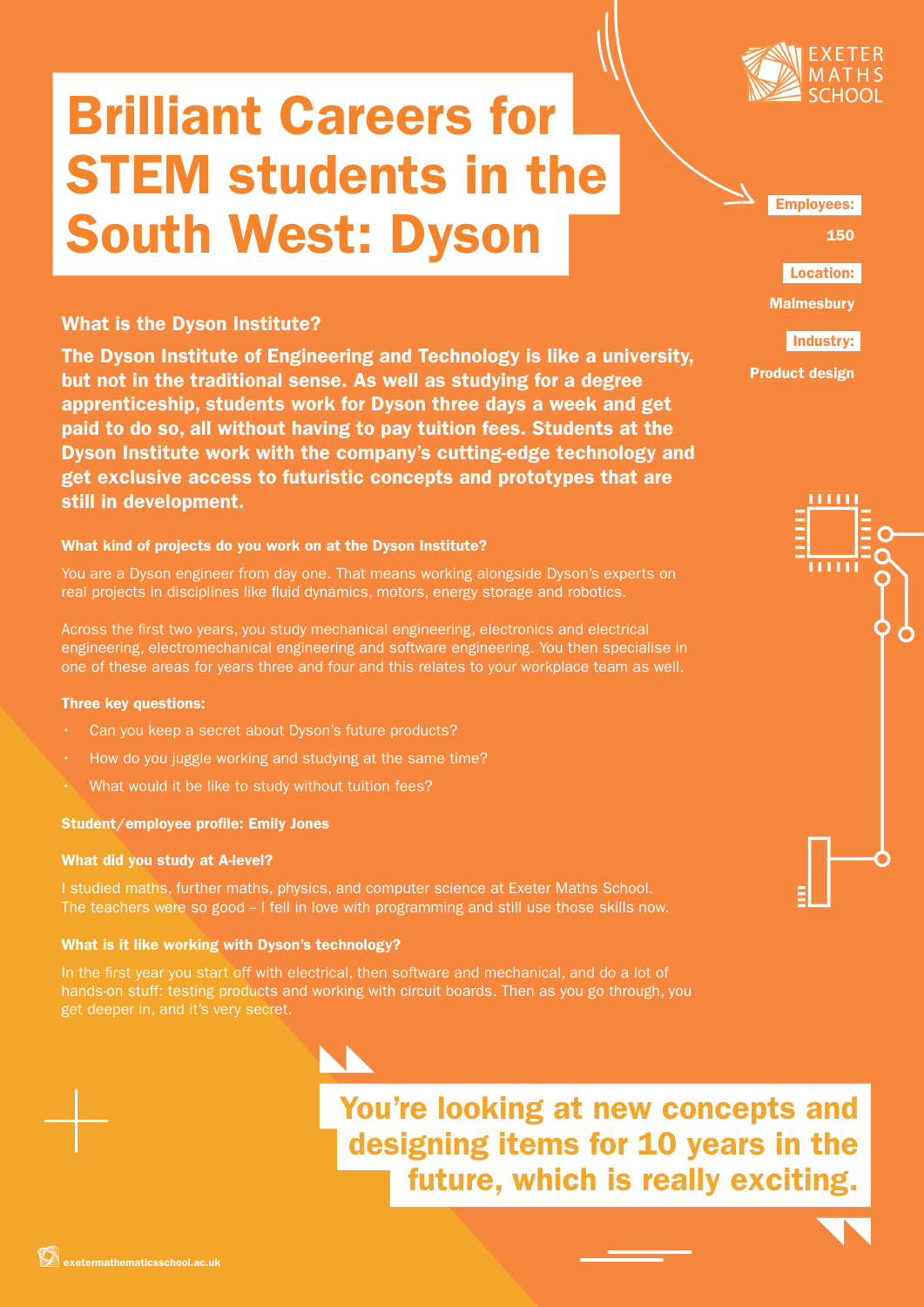# Brilliant Careers for STEM students in the South West: Dyson

**Employees:** 150

**Location:** Malmesbury

**Industry:** Product design

## What is the Dyson Institute?

**The Dyson Institute of Engineering and Technology is like a university, but not in the traditional sense. As well as studying for a degree apprenticeship, students work for Dyson three days a week and get paid to do so, all without having to pay tuition fees. Students at the Dyson Institute work with the company's cutting-edge technology and get exclusive access to futuristic concepts and prototypes that are still in development.**

### What kind of projects do you work on at the Dyson Institute?

You are a Dyson engineer from day one. That means working alongside Dyson's experts on real projects in disciplines like fluid dynamics, motors, energy storage and robotics.

Across the first two years, you study mechanical engineering, electronics and electrical engineering, electromechanical engineering and software engineering. You then specialise in one of these areas for years three and four and this relates to your workplace team as well.

### Three key questions:

- Can you keep a secret about Dyson's future products?
- How do you juggle working and studying at the same time?
- What would it be like to study without tuition fees?

### Student/employee profile: Emily Jones

### What did you study at A-level?

I studied maths, further maths, physics, and computer science at Exeter Maths School. The teachers were so good – I fell in love with programming and still use those skills now.

### What is it like working with Dyson's technology?

In the first year you start off with electrical, then software and mechanical, and do a lot of hands-on stuff: testing products and working with circuit boards. Then as you go through, you get deeper in, and it's very secret.

> **You're looking at new concepts and designing items for 10 years in the future, which is really exciting.**

exetermathematicsschool.ac.uk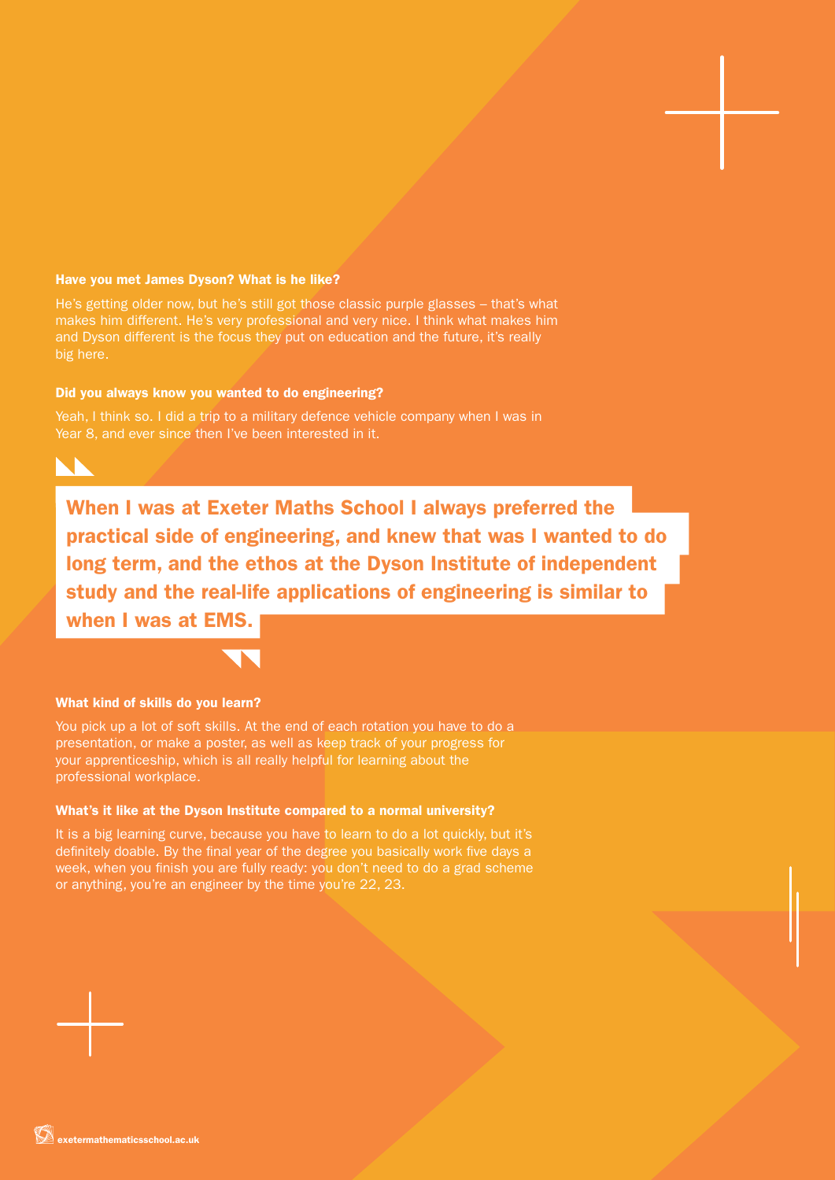**Have you met James Dyson? What is he like?**

He's getting older now, but he's still got those classic purple glasses – that's what makes him different. He's very professional and very nice. I think what makes him and Dyson different is the focus they put on education and the future, it's really big here.

**Did you always know you wanted to do engineering?**

Yeah, I think so. I did a trip to a military defence vehicle company when I was in Year 8, and ever since then I've been interested in it.

> **When I was at Exeter Maths School I always preferred the practical side of engineering, and knew that was I wanted to do long term, and the ethos at the Dyson Institute of independent study and the real-life applications of engineering is similar to when I was at EMS.**

**What kind of skills do you learn?**

You pick up a lot of soft skills. At the end of each rotation you have to do a presentation, or make a poster, as well as keep track of your progress for your apprenticeship, which is all really helpful for learning about the professional workplace.

**What's it like at the Dyson Institute compared to a normal university?**

It is a big learning curve, because you have to learn to do a lot quickly, but it's definitely doable. By the final year of the degree you basically work five days a week, when you finish you are fully ready: you don't need to do a grad scheme or anything, you're an engineer by the time you're 22, 23.